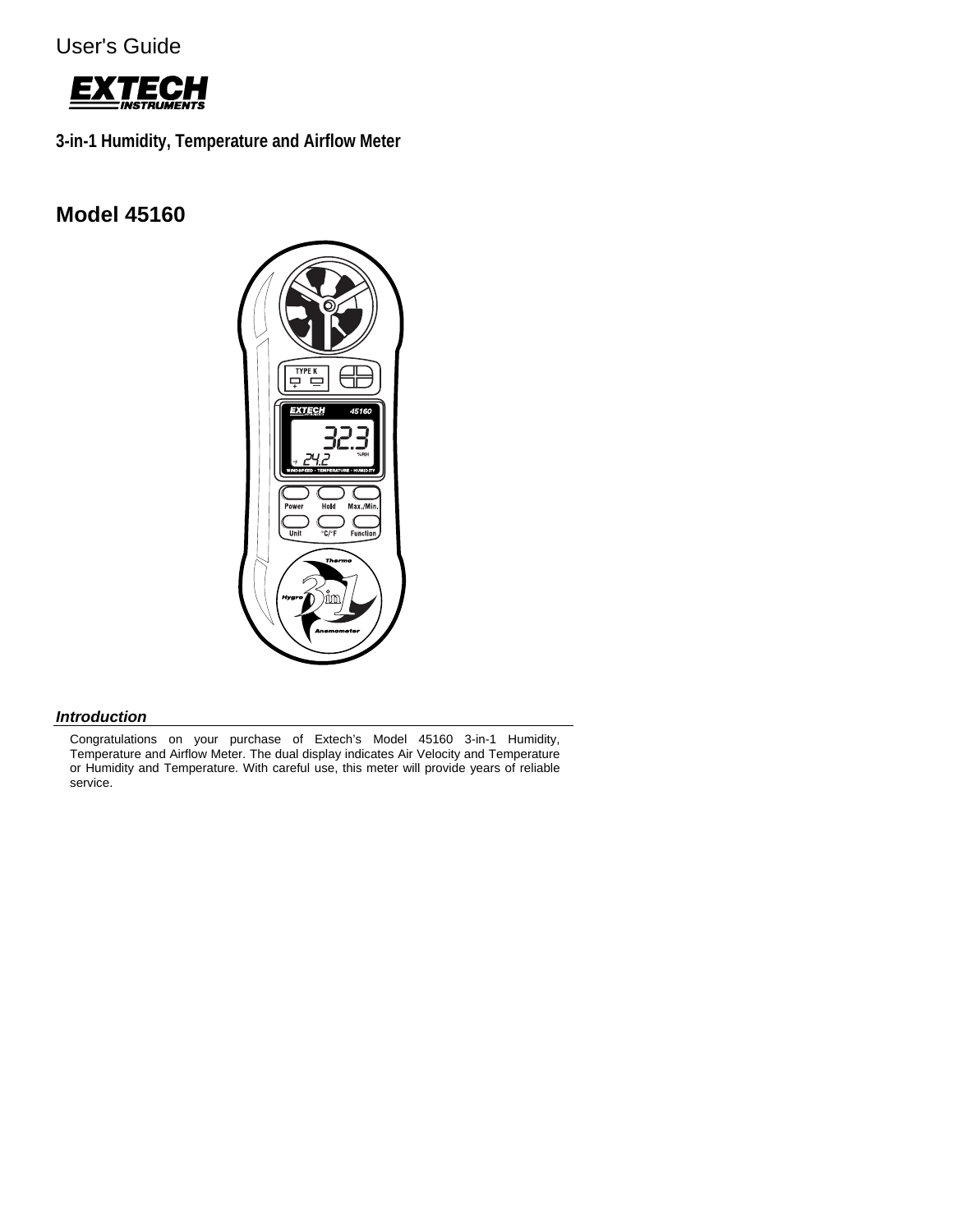User's Guide

EXTECH INSTRUMENTS

**3-in-1 Humidity, Temperature and Airflow Meter**

# Model 45160

## *Introduction*

Congratulations on your purchase of Extech's Model 45160 3-in-1 Humidity, Temperature and Airflow Meter. The dual display indicates Air Velocity and Temperature or Humidity and Temperature. With careful use, this meter will provide years of reliable service.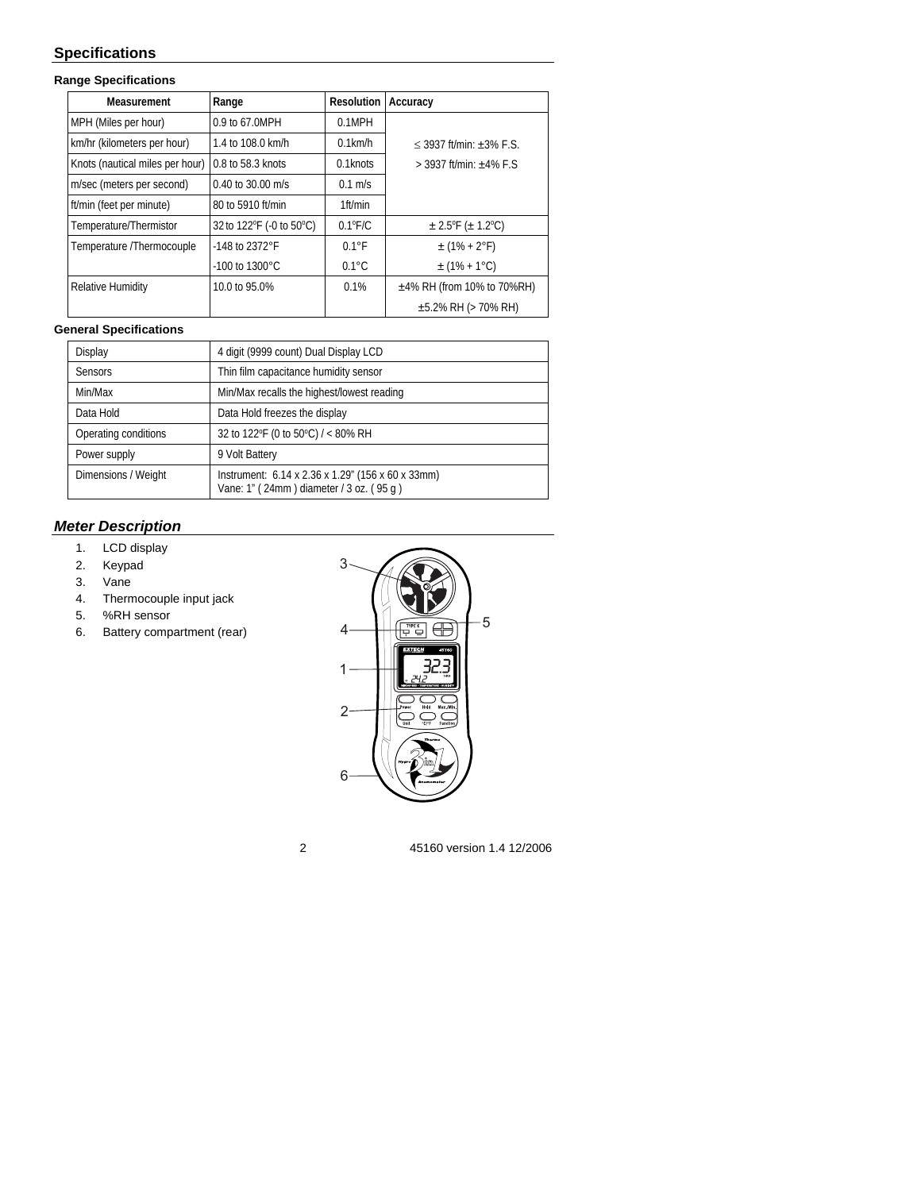## Specifications

### Range Specifications

| Measurement | Range | Resolution | Accuracy |
|---|---|---|---|
| MPH (Miles per hour) | 0.9 to 67.0MPH | 0.1MPH | ≤ 3937 ft/min: ±3% F.S.<br>> 3937 ft/min: ±4% F.S |
| km/hr (kilometers per hour) | 1.4 to 108.0 km/h | 0.1km/h | |
| Knots (nautical miles per hour) | 0.8 to 58.3 knots | 0.1knots | |
| m/sec (meters per second) | 0.40 to 30.00 m/s | 0.1 m/s | |
| ft/min (feet per minute) | 80 to 5910 ft/min | 1ft/min | |
| Temperature/Thermistor | 32 to 122°F (-0 to 50°C) | 0.1°F/C | ± 2.5°F (± 1.2°C) |
| Temperature /Thermocouple | -148 to 2372°F | 0.1°F | ± (1% + 2°F) |
| | -100 to 1300°C | 0.1°C | ± (1% + 1°C) |
| Relative Humidity | 10.0 to 95.0% | 0.1% | ±4% RH (from 10% to 70%RH) |
| | | | ±5.2% RH (> 70% RH) |

### General Specifications

| | |
|---|---|
| Display | 4 digit (9999 count) Dual Display LCD |
| Sensors | Thin film capacitance humidity sensor |
| Min/Max | Min/Max recalls the highest/lowest reading |
| Data Hold | Data Hold freezes the display |
| Operating conditions | 32 to 122°F (0 to 50°C) / < 80% RH |
| Power supply | 9 Volt Battery |
| Dimensions / Weight | Instrument: 6.14 x 2.36 x 1.29" (156 x 60 x 33mm)<br>Vane: 1" ( 24mm ) diameter / 3 oz. ( 95 g ) |

## *Meter Description*

1. LCD display
2. Keypad
3. Vane
4. Thermocouple input jack
5. %RH sensor
6. Battery compartment (rear)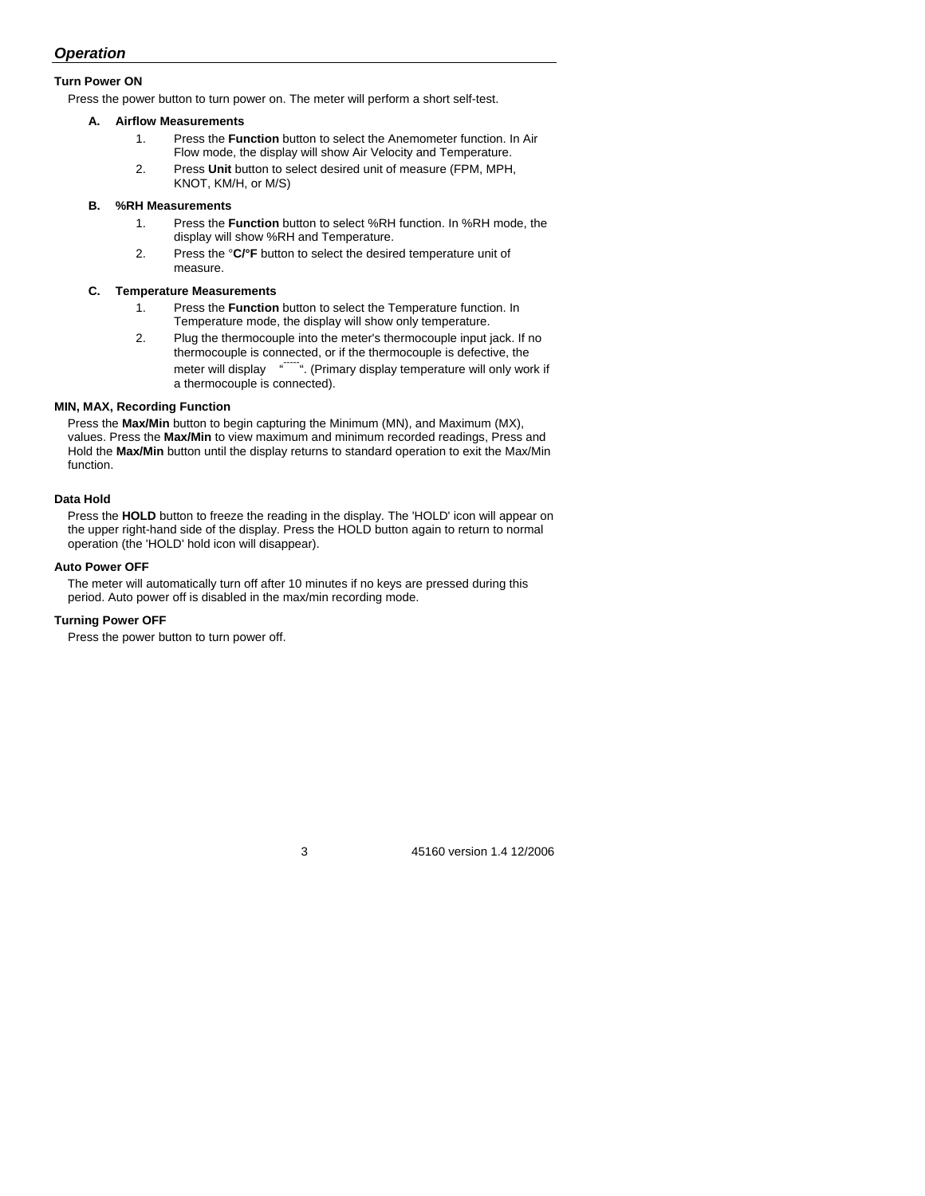## *Operation*

**Turn Power ON**

Press the power button to turn power on. The meter will perform a short self-test.

**A. Airflow Measurements**

1. Press the **Function** button to select the Anemometer function. In Air Flow mode, the display will show Air Velocity and Temperature.
2. Press **Unit** button to select desired unit of measure (FPM, MPH, KNOT, KM/H, or M/S)

**B. %RH Measurements**

1. Press the **Function** button to select %RH function. In %RH mode, the display will show %RH and Temperature.
2. Press the °**C/°F** button to select the desired temperature unit of measure.

**C. Temperature Measurements**

1. Press the **Function** button to select the Temperature function. In Temperature mode, the display will show only temperature.
2. Plug the thermocouple into the meter's thermocouple input jack. If no thermocouple is connected, or if the thermocouple is defective, the meter will display "‾‾‾‾‾". (Primary display temperature will only work if a thermocouple is connected).

**MIN, MAX, Recording Function**

Press the **Max/Min** button to begin capturing the Minimum (MN), and Maximum (MX), values. Press the **Max/Min** to view maximum and minimum recorded readings, Press and Hold the **Max/Min** button until the display returns to standard operation to exit the Max/Min function.

**Data Hold**

Press the **HOLD** button to freeze the reading in the display. The 'HOLD' icon will appear on the upper right-hand side of the display. Press the HOLD button again to return to normal operation (the 'HOLD' hold icon will disappear).

**Auto Power OFF**

The meter will automatically turn off after 10 minutes if no keys are pressed during this period. Auto power off is disabled in the max/min recording mode.

**Turning Power OFF**

Press the power button to turn power off.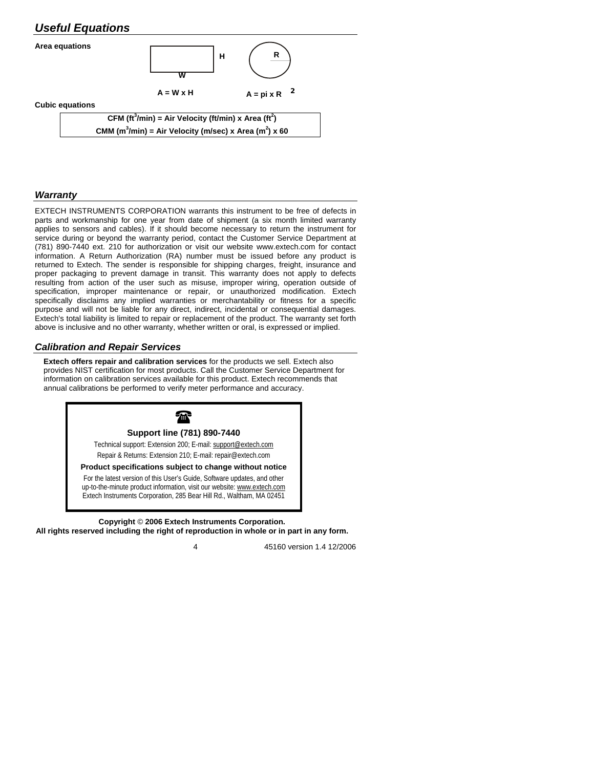## *Useful Equations*

**Area equations**

H

W

R

**A = W x H**

**A = pi x R** $^{2}$

**Cubic equations**

**CFM ($ft^3$/min) = Air Velocity (ft/min) x Area ($ft^2$)**

**CMM ($m^3$/min) = Air Velocity (m/sec) x Area ($m^2$) x 60**

## *Warranty*

EXTECH INSTRUMENTS CORPORATION warrants this instrument to be free of defects in parts and workmanship for one year from date of shipment (a six month limited warranty applies to sensors and cables). If it should become necessary to return the instrument for service during or beyond the warranty period, contact the Customer Service Department at (781) 890-7440 ext. 210 for authorization or visit our website www.extech.com for contact information. A Return Authorization (RA) number must be issued before any product is returned to Extech. The sender is responsible for shipping charges, freight, insurance and proper packaging to prevent damage in transit. This warranty does not apply to defects resulting from action of the user such as misuse, improper wiring, operation outside of specification, improper maintenance or repair, or unauthorized modification. Extech specifically disclaims any implied warranties or merchantability or fitness for a specific purpose and will not be liable for any direct, indirect, incidental or consequential damages. Extech's total liability is limited to repair or replacement of the product. The warranty set forth above is inclusive and no other warranty, whether written or oral, is expressed or implied.

## *Calibration and Repair Services*

**Extech offers repair and calibration services** for the products we sell. Extech also provides NIST certification for most products. Call the Customer Service Department for information on calibration services available for this product. Extech recommends that annual calibrations be performed to verify meter performance and accuracy.

☎

**Support line (781) 890-7440**

Technical support: Extension 200; E-mail: support@extech.com

Repair & Returns: Extension 210; E-mail: repair@extech.com

**Product specifications subject to change without notice**

For the latest version of this User's Guide, Software updates, and other up-to-the-minute product information, visit our website: www.extech.com

Extech Instruments Corporation, 285 Bear Hill Rd., Waltham, MA 02451

**Copyright © 2006 Extech Instruments Corporation.**

**All rights reserved including the right of reproduction in whole or in part in any form.**

45160 version 1.4 12/2006